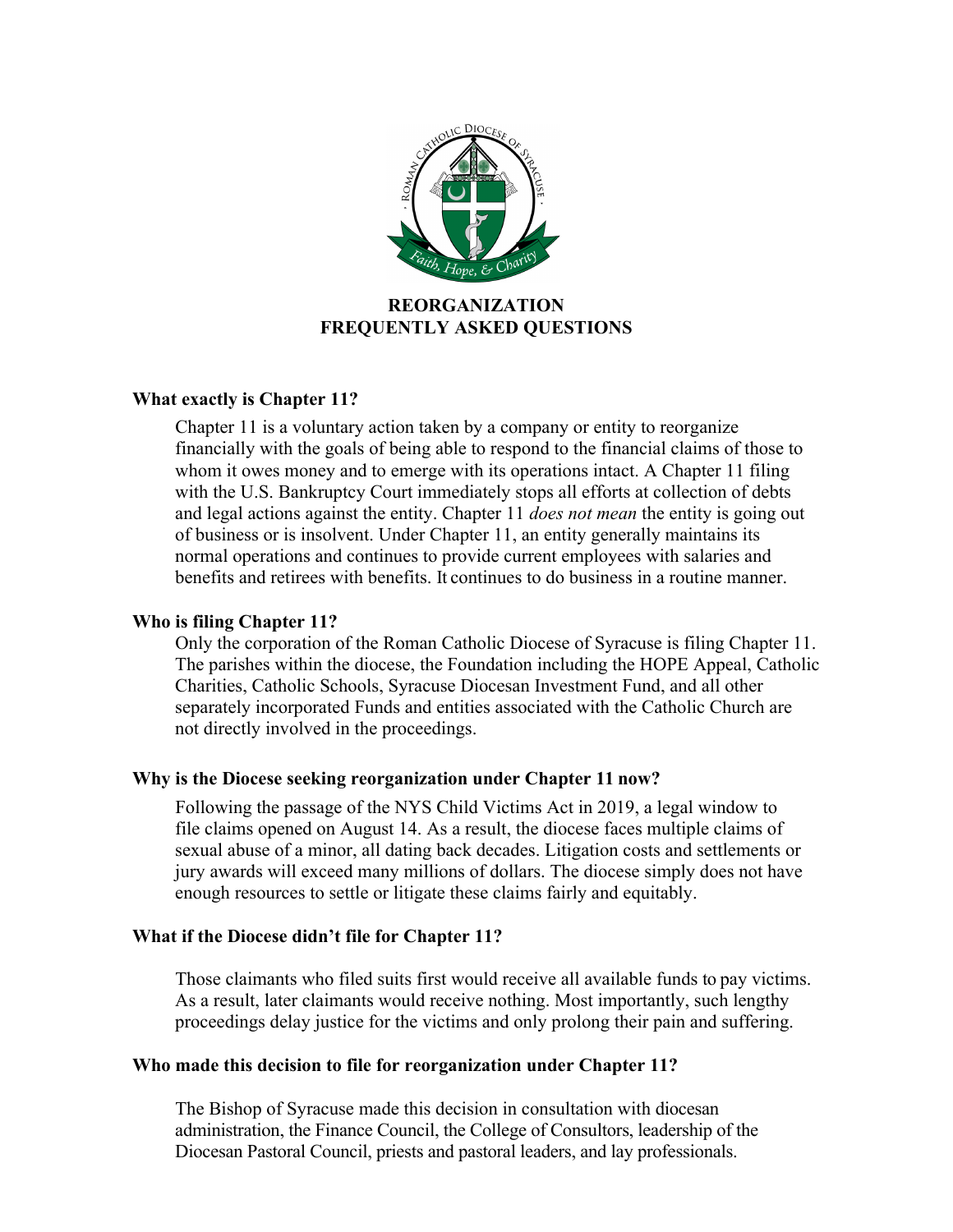# REORGANIZATION
# FREQUENTLY ASKED QUESTIONS

**What exactly is Chapter 11?**

Chapter 11 is a voluntary action taken by a company or entity to reorganize financially with the goals of being able to respond to the financial claims of those to whom it owes money and to emerge with its operations intact. A Chapter 11 filing with the U.S. Bankruptcy Court immediately stops all efforts at collection of debts and legal actions against the entity. Chapter 11 *does not mean* the entity is going out of business or is insolvent. Under Chapter 11, an entity generally maintains its normal operations and continues to provide current employees with salaries and benefits and retirees with benefits. It continues to do business in a routine manner.

**Who is filing Chapter 11?**

Only the corporation of the Roman Catholic Diocese of Syracuse is filing Chapter 11. The parishes within the diocese, the Foundation including the HOPE Appeal, Catholic Charities, Catholic Schools, Syracuse Diocesan Investment Fund, and all other separately incorporated Funds and entities associated with the Catholic Church are not directly involved in the proceedings.

**Why is the Diocese seeking reorganization under Chapter 11 now?**

Following the passage of the NYS Child Victims Act in 2019, a legal window to file claims opened on August 14. As a result, the diocese faces multiple claims of sexual abuse of a minor, all dating back decades. Litigation costs and settlements or jury awards will exceed many millions of dollars. The diocese simply does not have enough resources to settle or litigate these claims fairly and equitably.

**What if the Diocese didn't file for Chapter 11?**

Those claimants who filed suits first would receive all available funds to pay victims. As a result, later claimants would receive nothing. Most importantly, such lengthy proceedings delay justice for the victims and only prolong their pain and suffering.

**Who made this decision to file for reorganization under Chapter 11?**

The Bishop of Syracuse made this decision in consultation with diocesan administration, the Finance Council, the College of Consultors, leadership of the Diocesan Pastoral Council, priests and pastoral leaders, and lay professionals.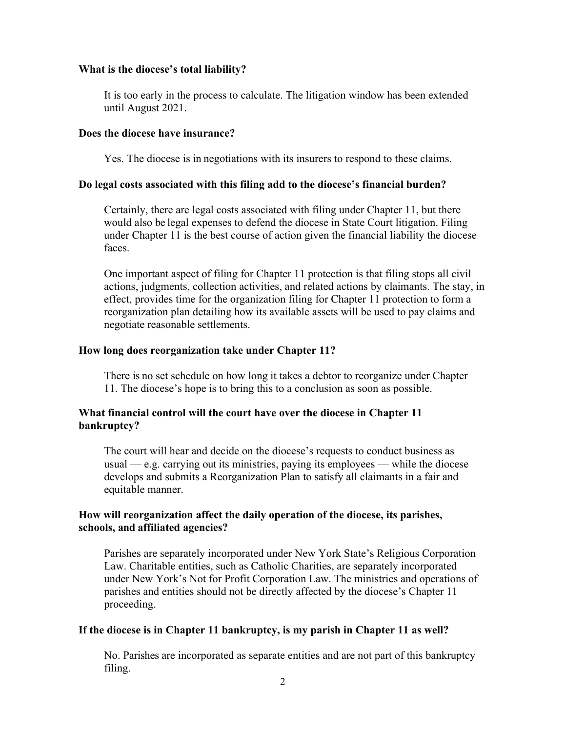**What is the diocese's total liability?**

It is too early in the process to calculate. The litigation window has been extended until August 2021.

**Does the diocese have insurance?**

Yes. The diocese is in negotiations with its insurers to respond to these claims.

**Do legal costs associated with this filing add to the diocese's financial burden?**

Certainly, there are legal costs associated with filing under Chapter 11, but there would also be legal expenses to defend the diocese in State Court litigation. Filing under Chapter 11 is the best course of action given the financial liability the diocese faces.

One important aspect of filing for Chapter 11 protection is that filing stops all civil actions, judgments, collection activities, and related actions by claimants. The stay, in effect, provides time for the organization filing for Chapter 11 protection to form a reorganization plan detailing how its available assets will be used to pay claims and negotiate reasonable settlements.

**How long does reorganization take under Chapter 11?**

There is no set schedule on how long it takes a debtor to reorganize under Chapter 11. The diocese's hope is to bring this to a conclusion as soon as possible.

**What financial control will the court have over the diocese in Chapter 11 bankruptcy?**

The court will hear and decide on the diocese's requests to conduct business as usual — e.g. carrying out its ministries, paying its employees — while the diocese develops and submits a Reorganization Plan to satisfy all claimants in a fair and equitable manner.

**How will reorganization affect the daily operation of the diocese, its parishes, schools, and affiliated agencies?**

Parishes are separately incorporated under New York State's Religious Corporation Law. Charitable entities, such as Catholic Charities, are separately incorporated under New York's Not for Profit Corporation Law. The ministries and operations of parishes and entities should not be directly affected by the diocese's Chapter 11 proceeding.

**If the diocese is in Chapter 11 bankruptcy, is my parish in Chapter 11 as well?**

No. Parishes are incorporated as separate entities and are not part of this bankruptcy filing.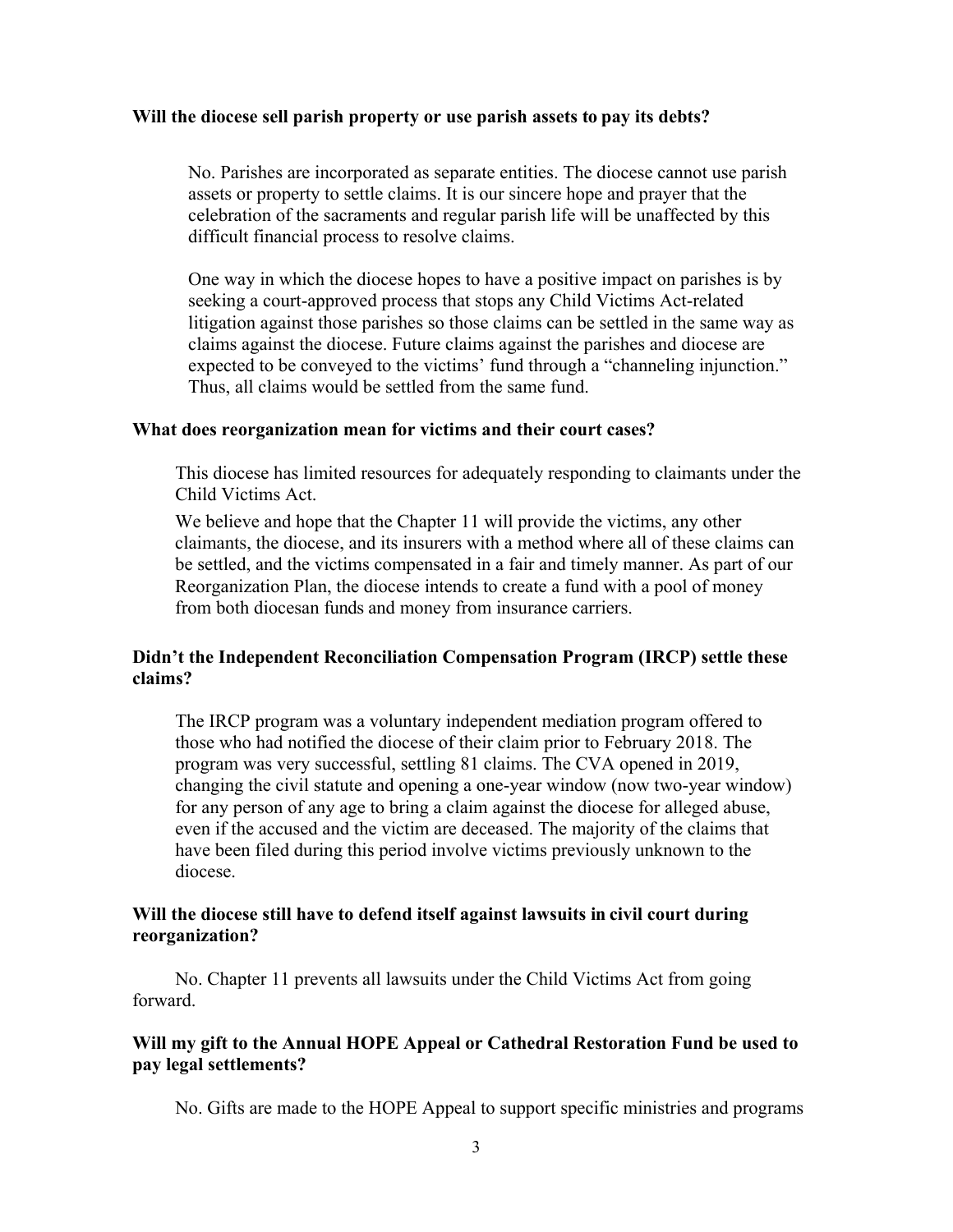**Will the diocese sell parish property or use parish assets to pay its debts?**

No. Parishes are incorporated as separate entities. The diocese cannot use parish assets or property to settle claims. It is our sincere hope and prayer that the celebration of the sacraments and regular parish life will be unaffected by this difficult financial process to resolve claims.

One way in which the diocese hopes to have a positive impact on parishes is by seeking a court-approved process that stops any Child Victims Act-related litigation against those parishes so those claims can be settled in the same way as claims against the diocese. Future claims against the parishes and diocese are expected to be conveyed to the victims' fund through a "channeling injunction." Thus, all claims would be settled from the same fund.

**What does reorganization mean for victims and their court cases?**

This diocese has limited resources for adequately responding to claimants under the Child Victims Act.

We believe and hope that the Chapter 11 will provide the victims, any other claimants, the diocese, and its insurers with a method where all of these claims can be settled, and the victims compensated in a fair and timely manner. As part of our Reorganization Plan, the diocese intends to create a fund with a pool of money from both diocesan funds and money from insurance carriers.

**Didn't the Independent Reconciliation Compensation Program (IRCP) settle these claims?**

The IRCP program was a voluntary independent mediation program offered to those who had notified the diocese of their claim prior to February 2018. The program was very successful, settling 81 claims. The CVA opened in 2019, changing the civil statute and opening a one-year window (now two-year window) for any person of any age to bring a claim against the diocese for alleged abuse, even if the accused and the victim are deceased. The majority of the claims that have been filed during this period involve victims previously unknown to the diocese.

**Will the diocese still have to defend itself against lawsuits in civil court during reorganization?**

No. Chapter 11 prevents all lawsuits under the Child Victims Act from going forward.

**Will my gift to the Annual HOPE Appeal or Cathedral Restoration Fund be used to pay legal settlements?**

No. Gifts are made to the HOPE Appeal to support specific ministries and programs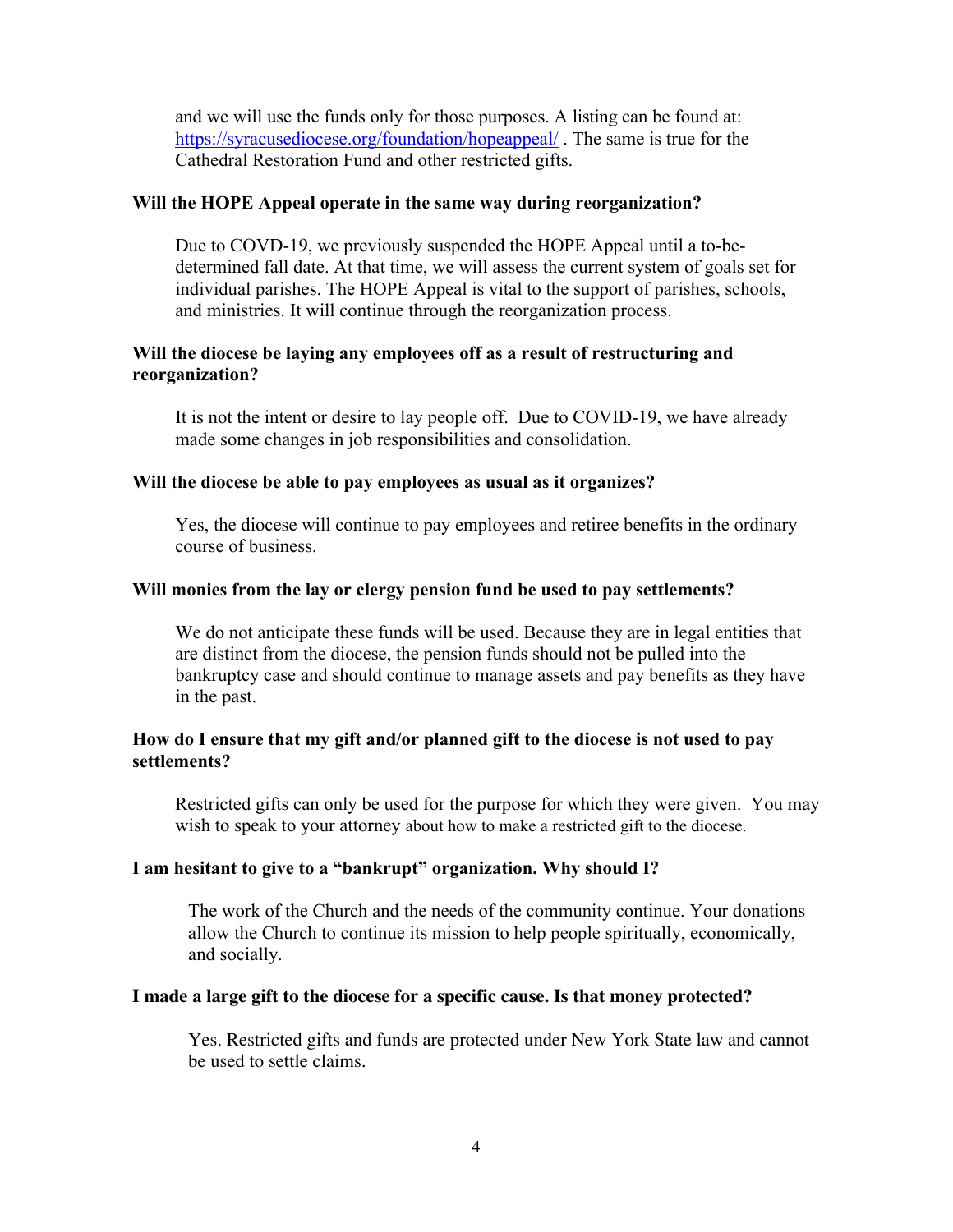and we will use the funds only for those purposes. A listing can be found at: https://syracusediocese.org/foundation/hopeappeal/ . The same is true for the Cathedral Restoration Fund and other restricted gifts.

**Will the HOPE Appeal operate in the same way during reorganization?**

Due to COVD-19, we previously suspended the HOPE Appeal until a to-be-determined fall date. At that time, we will assess the current system of goals set for individual parishes. The HOPE Appeal is vital to the support of parishes, schools, and ministries. It will continue through the reorganization process.

**Will the diocese be laying any employees off as a result of restructuring and reorganization?**

It is not the intent or desire to lay people off. Due to COVID-19, we have already made some changes in job responsibilities and consolidation.

**Will the diocese be able to pay employees as usual as it organizes?**

Yes, the diocese will continue to pay employees and retiree benefits in the ordinary course of business.

**Will monies from the lay or clergy pension fund be used to pay settlements?**

We do not anticipate these funds will be used. Because they are in legal entities that are distinct from the diocese, the pension funds should not be pulled into the bankruptcy case and should continue to manage assets and pay benefits as they have in the past.

**How do I ensure that my gift and/or planned gift to the diocese is not used to pay settlements?**

Restricted gifts can only be used for the purpose for which they were given. You may wish to speak to your attorney about how to make a restricted gift to the diocese.

**I am hesitant to give to a "bankrupt" organization. Why should I?**

The work of the Church and the needs of the community continue. Your donations allow the Church to continue its mission to help people spiritually, economically, and socially.

**I made a large gift to the diocese for a specific cause. Is that money protected?**

Yes. Restricted gifts and funds are protected under New York State law and cannot be used to settle claims.